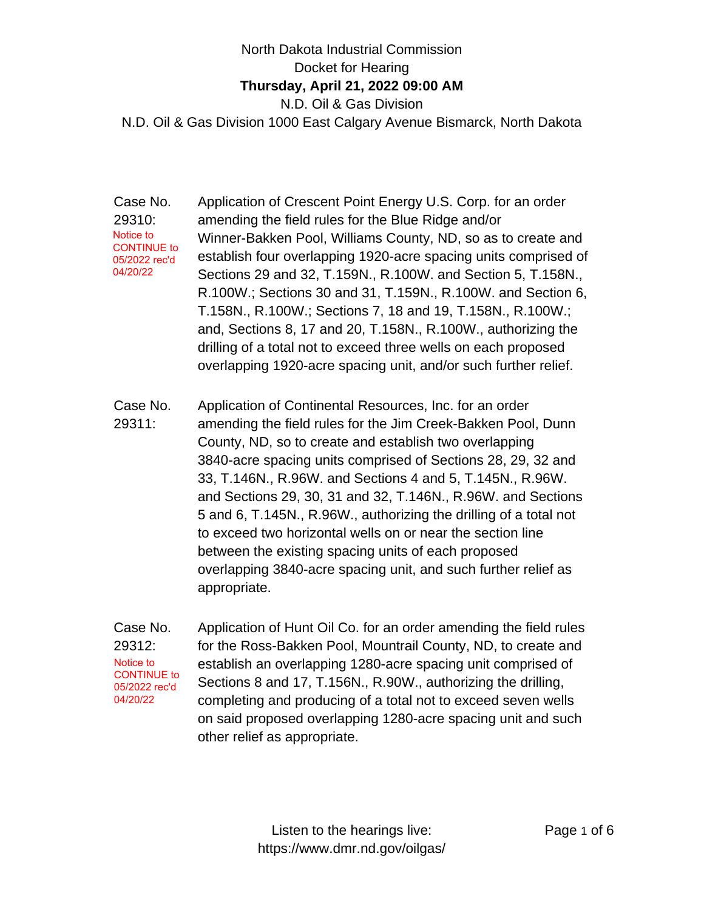# North Dakota Industrial Commission
## Docket for Hearing
**Thursday, April 21, 2022 09:00 AM**

N.D. Oil & Gas Division

N.D. Oil & Gas Division 1000 East Calgary Avenue Bismarck, North Dakota

**Case No. 29310:**
Notice to CONTINUE to 05/2022 rec'd 04/20/22

Application of Crescent Point Energy U.S. Corp. for an order amending the field rules for the Blue Ridge and/or Winner-Bakken Pool, Williams County, ND, so as to create and establish four overlapping 1920-acre spacing units comprised of Sections 29 and 32, T.159N., R.100W. and Section 5, T.158N., R.100W.; Sections 30 and 31, T.159N., R.100W. and Section 6, T.158N., R.100W.; Sections 7, 18 and 19, T.158N., R.100W.; and, Sections 8, 17 and 20, T.158N., R.100W., authorizing the drilling of a total not to exceed three wells on each proposed overlapping 1920-acre spacing unit, and/or such further relief.

**Case No. 29311:**

Application of Continental Resources, Inc. for an order amending the field rules for the Jim Creek-Bakken Pool, Dunn County, ND, so to create and establish two overlapping 3840-acre spacing units comprised of Sections 28, 29, 32 and 33, T.146N., R.96W. and Sections 4 and 5, T.145N., R.96W. and Sections 29, 30, 31 and 32, T.146N., R.96W. and Sections 5 and 6, T.145N., R.96W., authorizing the drilling of a total not to exceed two horizontal wells on or near the section line between the existing spacing units of each proposed overlapping 3840-acre spacing unit, and such further relief as appropriate.

**Case No. 29312:**
Notice to CONTINUE to 05/2022 rec'd 04/20/22

Application of Hunt Oil Co. for an order amending the field rules for the Ross-Bakken Pool, Mountrail County, ND, to create and establish an overlapping 1280-acre spacing unit comprised of Sections 8 and 17, T.156N., R.90W., authorizing the drilling, completing and producing of a total not to exceed seven wells on said proposed overlapping 1280-acre spacing unit and such other relief as appropriate.

Listen to the hearings live: https://www.dmr.nd.gov/oilgas/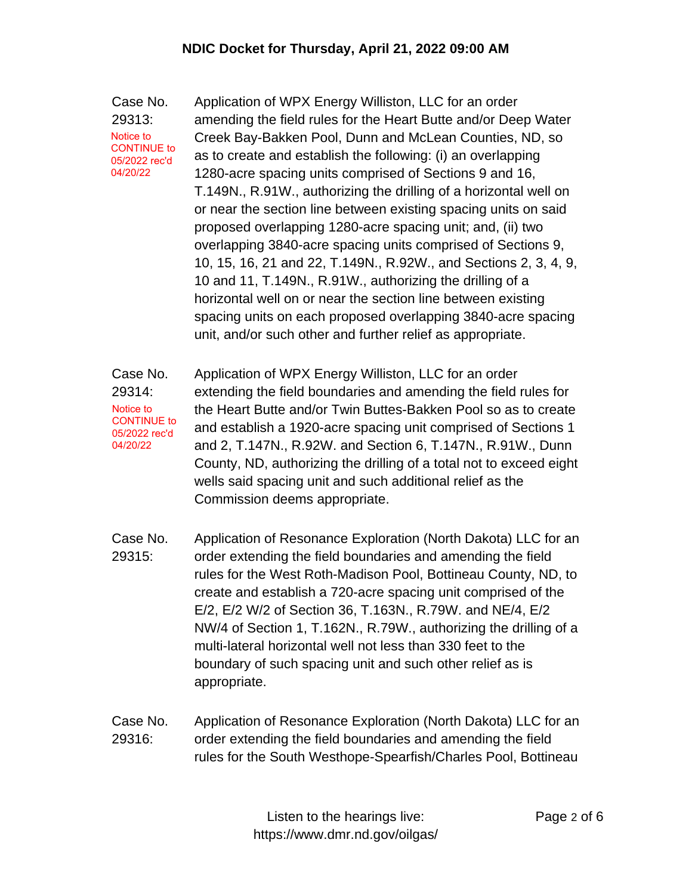**Case No. 29313:**
Notice to CONTINUE to 05/2022 rec'd 04/20/22

Application of WPX Energy Williston, LLC for an order amending the field rules for the Heart Butte and/or Deep Water Creek Bay-Bakken Pool, Dunn and McLean Counties, ND, so as to create and establish the following: (i) an overlapping 1280-acre spacing units comprised of Sections 9 and 16, T.149N., R.91W., authorizing the drilling of a horizontal well on or near the section line between existing spacing units on said proposed overlapping 1280-acre spacing unit; and, (ii) two overlapping 3840-acre spacing units comprised of Sections 9, 10, 15, 16, 21 and 22, T.149N., R.92W., and Sections 2, 3, 4, 9, 10 and 11, T.149N., R.91W., authorizing the drilling of a horizontal well on or near the section line between existing spacing units on each proposed overlapping 3840-acre spacing unit, and/or such other and further relief as appropriate.

**Case No. 29314:**
Notice to CONTINUE to 05/2022 rec'd 04/20/22

Application of WPX Energy Williston, LLC for an order extending the field boundaries and amending the field rules for the Heart Butte and/or Twin Buttes-Bakken Pool so as to create and establish a 1920-acre spacing unit comprised of Sections 1 and 2, T.147N., R.92W. and Section 6, T.147N., R.91W., Dunn County, ND, authorizing the drilling of a total not to exceed eight wells said spacing unit and such additional relief as the Commission deems appropriate.

**Case No. 29315:**

Application of Resonance Exploration (North Dakota) LLC for an order extending the field boundaries and amending the field rules for the West Roth-Madison Pool, Bottineau County, ND, to create and establish a 720-acre spacing unit comprised of the E/2, E/2 W/2 of Section 36, T.163N., R.79W. and NE/4, E/2 NW/4 of Section 1, T.162N., R.79W., authorizing the drilling of a multi-lateral horizontal well not less than 330 feet to the boundary of such spacing unit and such other relief as is appropriate.

**Case No. 29316:**

Application of Resonance Exploration (North Dakota) LLC for an order extending the field boundaries and amending the field rules for the South Westhope-Spearfish/Charles Pool, Bottineau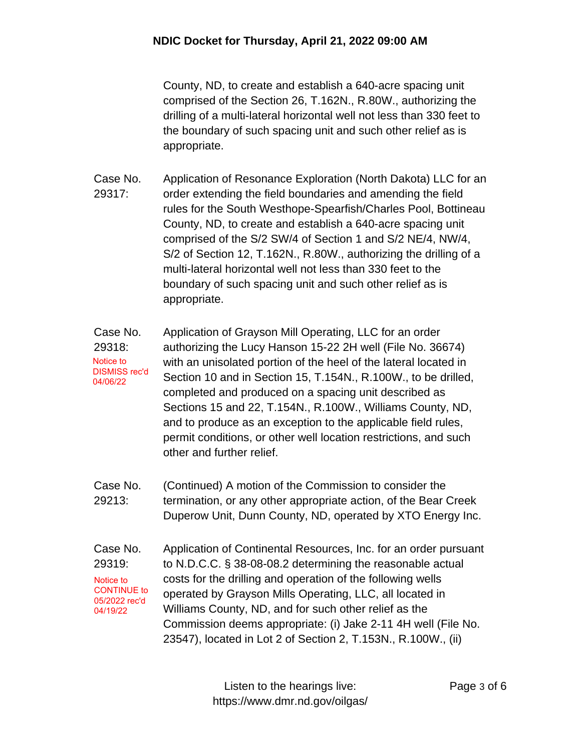County, ND, to create and establish a 640-acre spacing unit comprised of the Section 26, T.162N., R.80W., authorizing the drilling of a multi-lateral horizontal well not less than 330 feet to the boundary of such spacing unit and such other relief as is appropriate.

**Case No. 29317:** Application of Resonance Exploration (North Dakota) LLC for an order extending the field boundaries and amending the field rules for the South Westhope-Spearfish/Charles Pool, Bottineau County, ND, to create and establish a 640-acre spacing unit comprised of the S/2 SW/4 of Section 1 and S/2 NE/4, NW/4, S/2 of Section 12, T.162N., R.80W., authorizing the drilling of a multi-lateral horizontal well not less than 330 feet to the boundary of such spacing unit and such other relief as is appropriate.

**Case No. 29318:** Notice to DISMISS rec'd 04/06/22

Application of Grayson Mill Operating, LLC for an order authorizing the Lucy Hanson 15-22 2H well (File No. 36674) with an unisolated portion of the heel of the lateral located in Section 10 and in Section 15, T.154N., R.100W., to be drilled, completed and produced on a spacing unit described as Sections 15 and 22, T.154N., R.100W., Williams County, ND, and to produce as an exception to the applicable field rules, permit conditions, or other well location restrictions, and such other and further relief.

**Case No. 29213:** (Continued) A motion of the Commission to consider the termination, or any other appropriate action, of the Bear Creek Duperow Unit, Dunn County, ND, operated by XTO Energy Inc.

**Case No. 29319:** Notice to CONTINUE to 05/2022 rec'd 04/19/22

Application of Continental Resources, Inc. for an order pursuant to N.D.C.C. § 38-08-08.2 determining the reasonable actual costs for the drilling and operation of the following wells operated by Grayson Mills Operating, LLC, all located in Williams County, ND, and for such other relief as the Commission deems appropriate: (i) Jake 2-11 4H well (File No. 23547), located in Lot 2 of Section 2, T.153N., R.100W., (ii)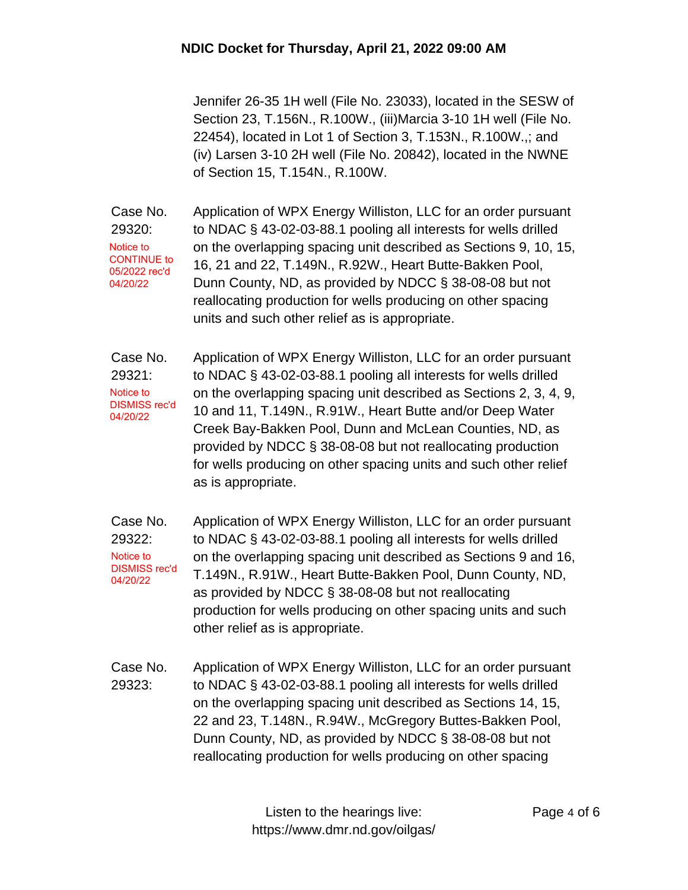Jennifer 26-35 1H well (File No. 23033), located in the SESW of Section 23, T.156N., R.100W., (iii)Marcia 3-10 1H well (File No. 22454), located in Lot 1 of Section 3, T.153N., R.100W.,; and (iv) Larsen 3-10 2H well (File No. 20842), located in the NWNE of Section 15, T.154N., R.100W.

**Case No. 29320:**
Notice to CONTINUE to 05/2022 rec'd 04/20/22

Application of WPX Energy Williston, LLC for an order pursuant to NDAC § 43-02-03-88.1 pooling all interests for wells drilled on the overlapping spacing unit described as Sections 9, 10, 15, 16, 21 and 22, T.149N., R.92W., Heart Butte-Bakken Pool, Dunn County, ND, as provided by NDCC § 38-08-08 but not reallocating production for wells producing on other spacing units and such other relief as is appropriate.

**Case No. 29321:**
Notice to DISMISS rec'd 04/20/22

Application of WPX Energy Williston, LLC for an order pursuant to NDAC § 43-02-03-88.1 pooling all interests for wells drilled on the overlapping spacing unit described as Sections 2, 3, 4, 9, 10 and 11, T.149N., R.91W., Heart Butte and/or Deep Water Creek Bay-Bakken Pool, Dunn and McLean Counties, ND, as provided by NDCC § 38-08-08 but not reallocating production for wells producing on other spacing units and such other relief as is appropriate.

**Case No. 29322:**
Notice to DISMISS rec'd 04/20/22

Application of WPX Energy Williston, LLC for an order pursuant to NDAC § 43-02-03-88.1 pooling all interests for wells drilled on the overlapping spacing unit described as Sections 9 and 16, T.149N., R.91W., Heart Butte-Bakken Pool, Dunn County, ND, as provided by NDCC § 38-08-08 but not reallocating production for wells producing on other spacing units and such other relief as is appropriate.

**Case No. 29323:**

Application of WPX Energy Williston, LLC for an order pursuant to NDAC § 43-02-03-88.1 pooling all interests for wells drilled on the overlapping spacing unit described as Sections 14, 15, 22 and 23, T.148N., R.94W., McGregory Buttes-Bakken Pool, Dunn County, ND, as provided by NDCC § 38-08-08 but not reallocating production for wells producing on other spacing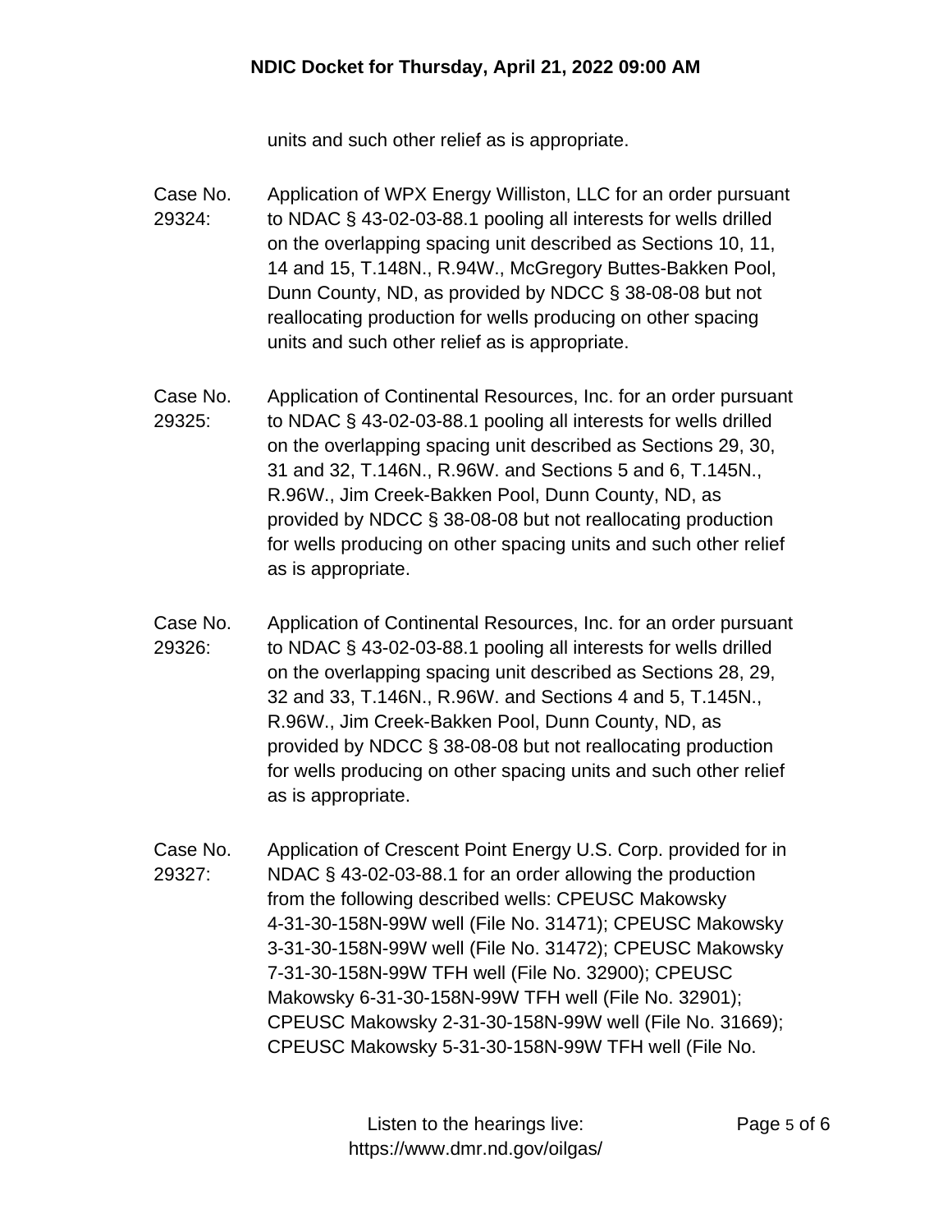units and such other relief as is appropriate.

Case No. 29324: Application of WPX Energy Williston, LLC for an order pursuant to NDAC § 43-02-03-88.1 pooling all interests for wells drilled on the overlapping spacing unit described as Sections 10, 11, 14 and 15, T.148N., R.94W., McGregory Buttes-Bakken Pool, Dunn County, ND, as provided by NDCC § 38-08-08 but not reallocating production for wells producing on other spacing units and such other relief as is appropriate.

Case No. 29325: Application of Continental Resources, Inc. for an order pursuant to NDAC § 43-02-03-88.1 pooling all interests for wells drilled on the overlapping spacing unit described as Sections 29, 30, 31 and 32, T.146N., R.96W. and Sections 5 and 6, T.145N., R.96W., Jim Creek-Bakken Pool, Dunn County, ND, as provided by NDCC § 38-08-08 but not reallocating production for wells producing on other spacing units and such other relief as is appropriate.

Case No. 29326: Application of Continental Resources, Inc. for an order pursuant to NDAC § 43-02-03-88.1 pooling all interests for wells drilled on the overlapping spacing unit described as Sections 28, 29, 32 and 33, T.146N., R.96W. and Sections 4 and 5, T.145N., R.96W., Jim Creek-Bakken Pool, Dunn County, ND, as provided by NDCC § 38-08-08 but not reallocating production for wells producing on other spacing units and such other relief as is appropriate.

Case No. 29327: Application of Crescent Point Energy U.S. Corp. provided for in NDAC § 43-02-03-88.1 for an order allowing the production from the following described wells: CPEUSC Makowsky 4-31-30-158N-99W well (File No. 31471); CPEUSC Makowsky 3-31-30-158N-99W well (File No. 31472); CPEUSC Makowsky 7-31-30-158N-99W TFH well (File No. 32900); CPEUSC Makowsky 6-31-30-158N-99W TFH well (File No. 32901); CPEUSC Makowsky 2-31-30-158N-99W well (File No. 31669); CPEUSC Makowsky 5-31-30-158N-99W TFH well (File No.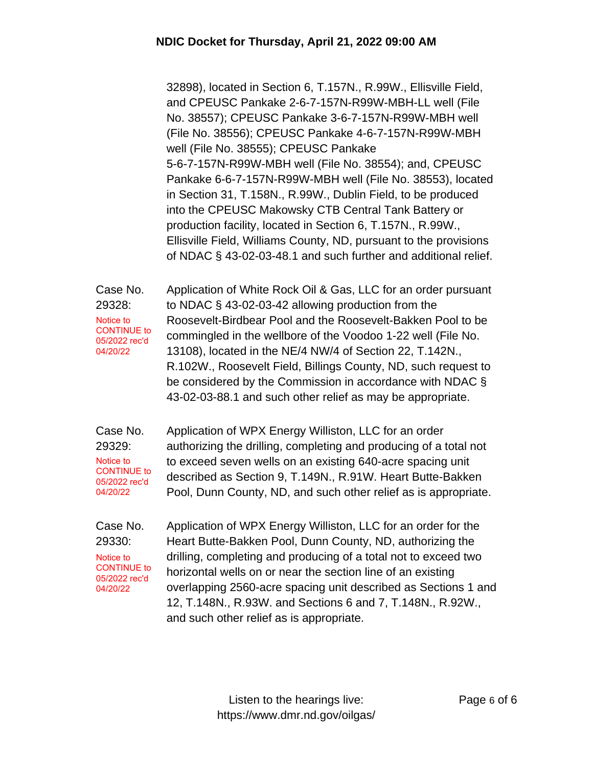32898), located in Section 6, T.157N., R.99W., Ellisville Field, and CPEUSC Pankake 2-6-7-157N-R99W-MBH-LL well (File No. 38557); CPEUSC Pankake 3-6-7-157N-R99W-MBH well (File No. 38556); CPEUSC Pankake 4-6-7-157N-R99W-MBH well (File No. 38555); CPEUSC Pankake 5-6-7-157N-R99W-MBH well (File No. 38554); and, CPEUSC Pankake 6-6-7-157N-R99W-MBH well (File No. 38553), located in Section 31, T.158N., R.99W., Dublin Field, to be produced into the CPEUSC Makowsky CTB Central Tank Battery or production facility, located in Section 6, T.157N., R.99W., Ellisville Field, Williams County, ND, pursuant to the provisions of NDAC § 43-02-03-48.1 and such further and additional relief.

**Case No. 29328:**
Notice to CONTINUE to 05/2022 rec'd 04/20/22

Application of White Rock Oil & Gas, LLC for an order pursuant to NDAC § 43-02-03-42 allowing production from the Roosevelt-Birdbear Pool and the Roosevelt-Bakken Pool to be commingled in the wellbore of the Voodoo 1-22 well (File No. 13108), located in the NE/4 NW/4 of Section 22, T.142N., R.102W., Roosevelt Field, Billings County, ND, such request to be considered by the Commission in accordance with NDAC § 43-02-03-88.1 and such other relief as may be appropriate.

**Case No. 29329:**
Notice to CONTINUE to 05/2022 rec'd 04/20/22

Application of WPX Energy Williston, LLC for an order authorizing the drilling, completing and producing of a total not to exceed seven wells on an existing 640-acre spacing unit described as Section 9, T.149N., R.91W. Heart Butte-Bakken Pool, Dunn County, ND, and such other relief as is appropriate.

**Case No. 29330:**
Notice to CONTINUE to 05/2022 rec'd 04/20/22

Application of WPX Energy Williston, LLC for an order for the Heart Butte-Bakken Pool, Dunn County, ND, authorizing the drilling, completing and producing of a total not to exceed two horizontal wells on or near the section line of an existing overlapping 2560-acre spacing unit described as Sections 1 and 12, T.148N., R.93W. and Sections 6 and 7, T.148N., R.92W., and such other relief as is appropriate.

Listen to the hearings live: https://www.dmr.nd.gov/oilgas/